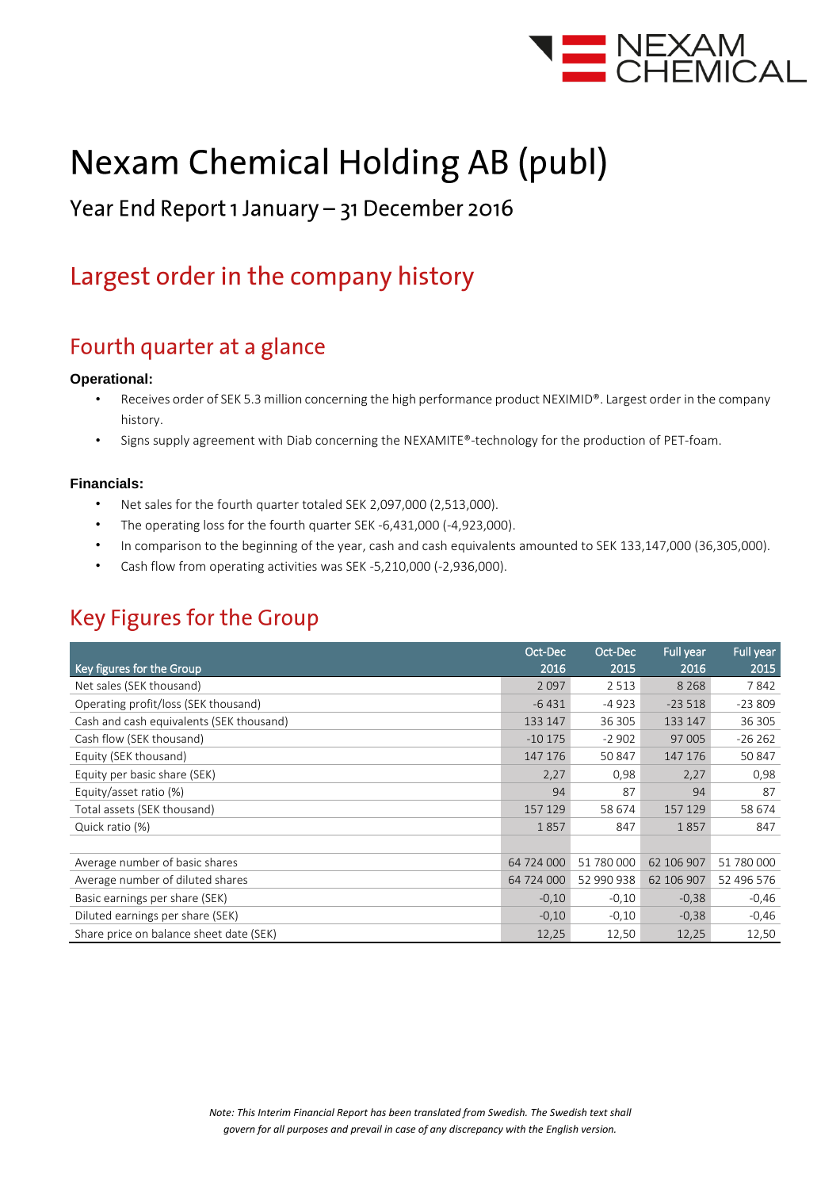# Nexam Chemical Holding AB (publ)

## Year End Report 1 January – 31 December 2016

## Largest order in the company history

## Fourth quarter at a glance

**Operational:**

- Receives order of SEK 5.3 million concerning the high performance product NEXIMID®. Largest order in the company history.
- Signs supply agreement with Diab concerning the NEXAMITE®-technology for the production of PET-foam.

**Financials:**

- Net sales for the fourth quarter totaled SEK 2,097,000 (2,513,000).
- The operating loss for the fourth quarter SEK -6,431,000 (-4,923,000).
- In comparison to the beginning of the year, cash and cash equivalents amounted to SEK 133,147,000 (36,305,000).
- Cash flow from operating activities was SEK -5,210,000 (-2,936,000).

## Key Figures for the Group

| Key figures for the Group | Oct-Dec 2016 | Oct-Dec 2015 | Full year 2016 | Full year 2015 |
|---|---|---|---|---|
| Net sales (SEK thousand) | 2 097 | 2 513 | 8 268 | 7 842 |
| Operating profit/loss (SEK thousand) | -6 431 | -4 923 | -23 518 | -23 809 |
| Cash and cash equivalents (SEK thousand) | 133 147 | 36 305 | 133 147 | 36 305 |
| Cash flow (SEK thousand) | -10 175 | -2 902 | 97 005 | -26 262 |
| Equity (SEK thousand) | 147 176 | 50 847 | 147 176 | 50 847 |
| Equity per basic share (SEK) | 2,27 | 0,98 | 2,27 | 0,98 |
| Equity/asset ratio (%) | 94 | 87 | 94 | 87 |
| Total assets (SEK thousand) | 157 129 | 58 674 | 157 129 | 58 674 |
| Quick ratio (%) | 1 857 | 847 | 1 857 | 847 |
| | | | | |
| Average number of basic shares | 64 724 000 | 51 780 000 | 62 106 907 | 51 780 000 |
| Average number of diluted shares | 64 724 000 | 52 990 938 | 62 106 907 | 52 496 576 |
| Basic earnings per share (SEK) | -0,10 | -0,10 | -0,38 | -0,46 |
| Diluted earnings per share (SEK) | -0,10 | -0,10 | -0,38 | -0,46 |
| Share price on balance sheet date (SEK) | 12,25 | 12,50 | 12,25 | 12,50 |

*Note: This Interim Financial Report has been translated from Swedish. The Swedish text shall govern for all purposes and prevail in case of any discrepancy with the English version.*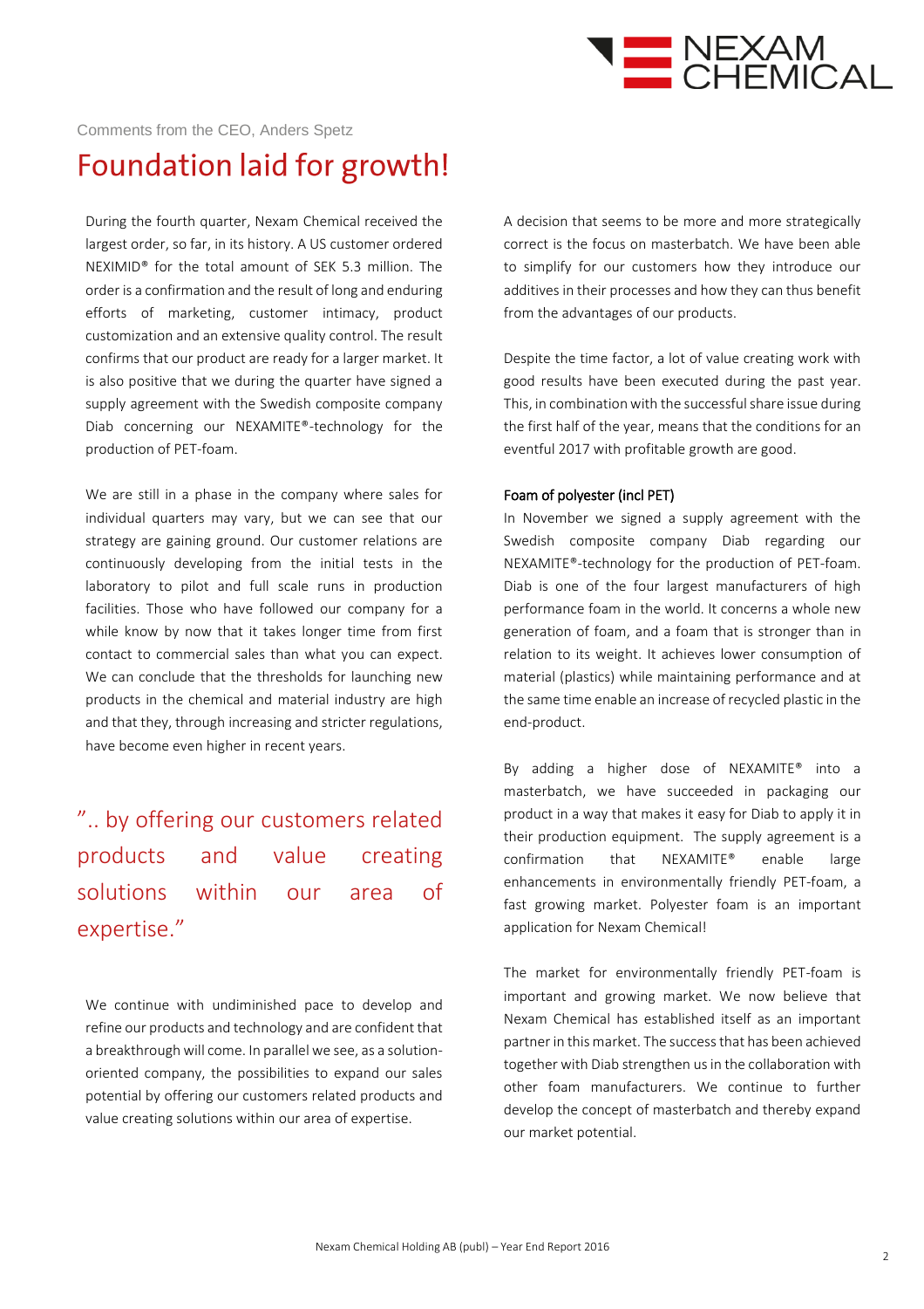Comments from the CEO, Anders Spetz

# Foundation laid for growth!

During the fourth quarter, Nexam Chemical received the largest order, so far, in its history. A US customer ordered NEXIMID® for the total amount of SEK 5.3 million. The order is a confirmation and the result of long and enduring efforts of marketing, customer intimacy, product customization and an extensive quality control. The result confirms that our product are ready for a larger market. It is also positive that we during the quarter have signed a supply agreement with the Swedish composite company Diab concerning our NEXAMITE®-technology for the production of PET-foam.

We are still in a phase in the company where sales for individual quarters may vary, but we can see that our strategy are gaining ground. Our customer relations are continuously developing from the initial tests in the laboratory to pilot and full scale runs in production facilities. Those who have followed our company for a while know by now that it takes longer time from first contact to commercial sales than what you can expect. We can conclude that the thresholds for launching new products in the chemical and material industry are high and that they, through increasing and stricter regulations, have become even higher in recent years.

”.. by offering our customers related products and value creating solutions within our area of expertise.”

We continue with undiminished pace to develop and refine our products and technology and are confident that a breakthrough will come. In parallel we see, as a solution-oriented company, the possibilities to expand our sales potential by offering our customers related products and value creating solutions within our area of expertise.

A decision that seems to be more and more strategically correct is the focus on masterbatch. We have been able to simplify for our customers how they introduce our additives in their processes and how they can thus benefit from the advantages of our products.

Despite the time factor, a lot of value creating work with good results have been executed during the past year. This, in combination with the successful share issue during the first half of the year, means that the conditions for an eventful 2017 with profitable growth are good.

Foam of polyester (incl PET)

In November we signed a supply agreement with the Swedish composite company Diab regarding our NEXAMITE®-technology for the production of PET-foam. Diab is one of the four largest manufacturers of high performance foam in the world. It concerns a whole new generation of foam, and a foam that is stronger than in relation to its weight. It achieves lower consumption of material (plastics) while maintaining performance and at the same time enable an increase of recycled plastic in the end-product.

By adding a higher dose of NEXAMITE® into a masterbatch, we have succeeded in packaging our product in a way that makes it easy for Diab to apply it in their production equipment. The supply agreement is a confirmation that NEXAMITE® enable large enhancements in environmentally friendly PET-foam, a fast growing market. Polyester foam is an important application for Nexam Chemical!

The market for environmentally friendly PET-foam is important and growing market. We now believe that Nexam Chemical has established itself as an important partner in this market. The success that has been achieved together with Diab strengthen us in the collaboration with other foam manufacturers. We continue to further develop the concept of masterbatch and thereby expand our market potential.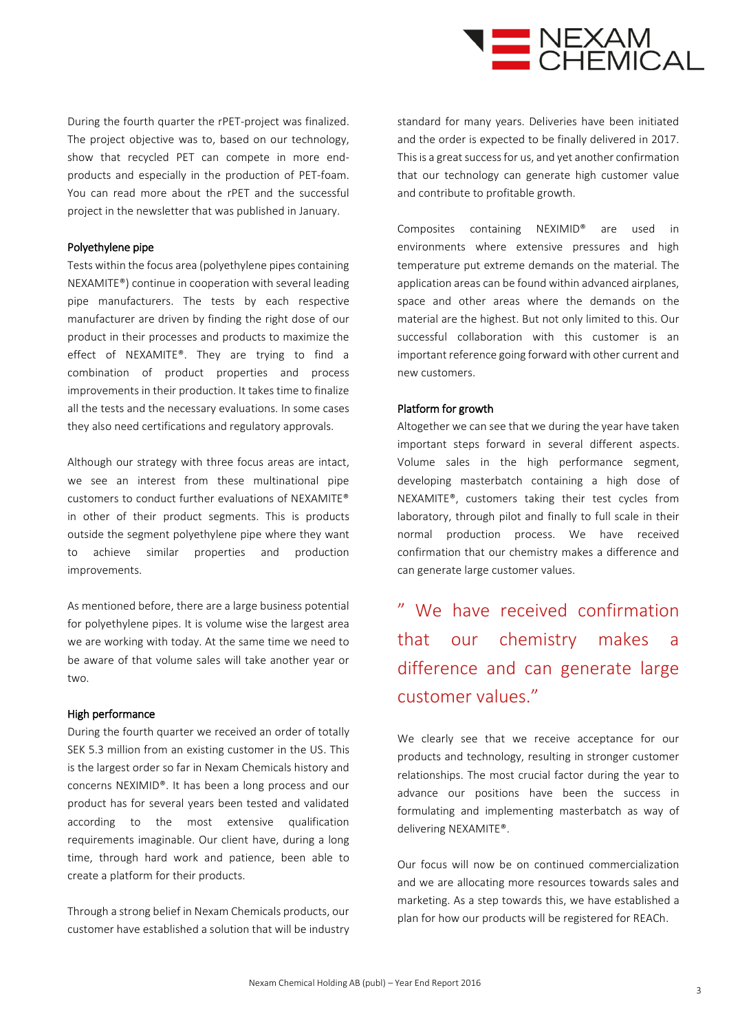During the fourth quarter the rPET-project was finalized. The project objective was to, based on our technology, show that recycled PET can compete in more end-products and especially in the production of PET-foam. You can read more about the rPET and the successful project in the newsletter that was published in January.

### Polyethylene pipe

Tests within the focus area (polyethylene pipes containing NEXAMITE®) continue in cooperation with several leading pipe manufacturers. The tests by each respective manufacturer are driven by finding the right dose of our product in their processes and products to maximize the effect of NEXAMITE®. They are trying to find a combination of product properties and process improvements in their production. It takes time to finalize all the tests and the necessary evaluations. In some cases they also need certifications and regulatory approvals.

Although our strategy with three focus areas are intact, we see an interest from these multinational pipe customers to conduct further evaluations of NEXAMITE® in other of their product segments. This is products outside the segment polyethylene pipe where they want to achieve similar properties and production improvements.

As mentioned before, there are a large business potential for polyethylene pipes. It is volume wise the largest area we are working with today. At the same time we need to be aware of that volume sales will take another year or two.

### High performance

During the fourth quarter we received an order of totally SEK 5.3 million from an existing customer in the US. This is the largest order so far in Nexam Chemicals history and concerns NEXIMID®. It has been a long process and our product has for several years been tested and validated according to the most extensive qualification requirements imaginable. Our client have, during a long time, through hard work and patience, been able to create a platform for their products.

Through a strong belief in Nexam Chemicals products, our customer have established a solution that will be industry standard for many years. Deliveries have been initiated and the order is expected to be finally delivered in 2017. This is a great success for us, and yet another confirmation that our technology can generate high customer value and contribute to profitable growth.

Composites containing NEXIMID® are used in environments where extensive pressures and high temperature put extreme demands on the material. The application areas can be found within advanced airplanes, space and other areas where the demands on the material are the highest. But not only limited to this. Our successful collaboration with this customer is an important reference going forward with other current and new customers.

### Platform for growth

Altogether we can see that we during the year have taken important steps forward in several different aspects. Volume sales in the high performance segment, developing masterbatch containing a high dose of NEXAMITE®, customers taking their test cycles from laboratory, through pilot and finally to full scale in their normal production process. We have received confirmation that our chemistry makes a difference and can generate large customer values.

> " We have received confirmation that our chemistry makes a difference and can generate large customer values."

We clearly see that we receive acceptance for our products and technology, resulting in stronger customer relationships. The most crucial factor during the year to advance our positions have been the success in formulating and implementing masterbatch as way of delivering NEXAMITE®.

Our focus will now be on continued commercialization and we are allocating more resources towards sales and marketing. As a step towards this, we have established a plan for how our products will be registered for REACh.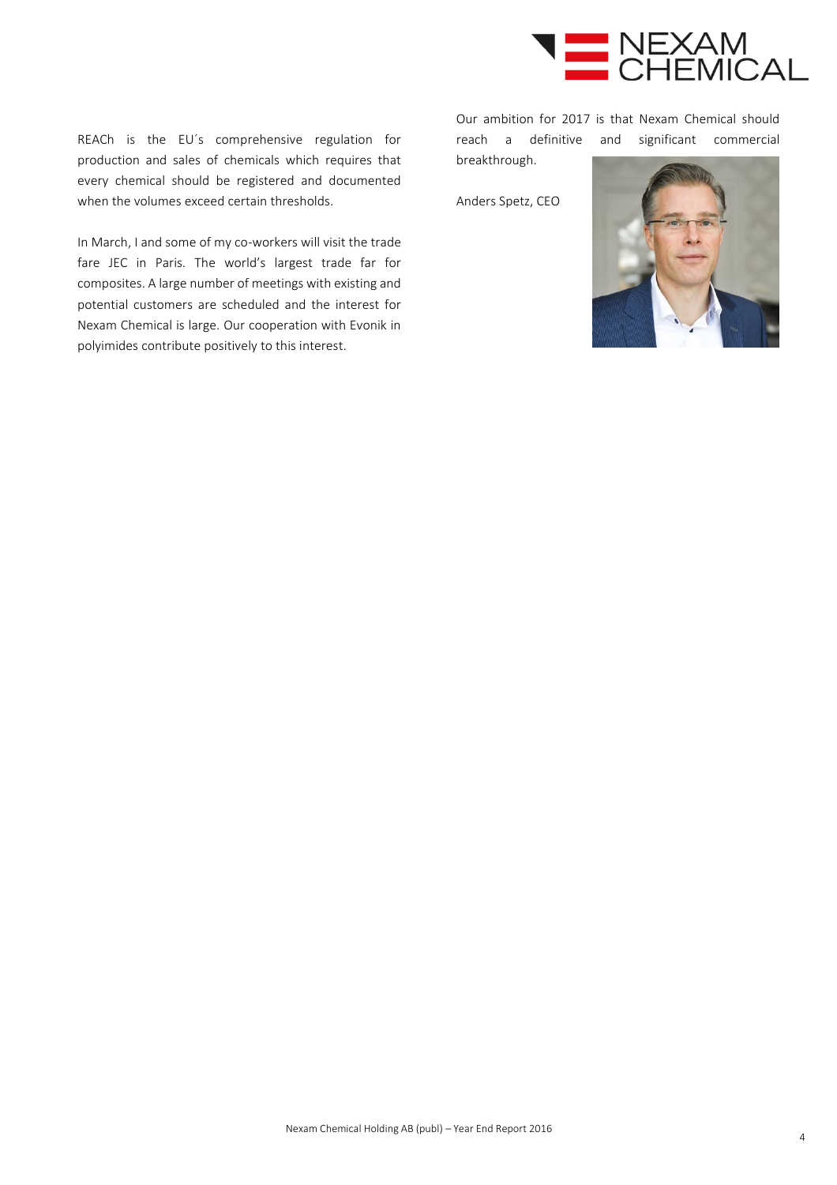REACh is the EU´s comprehensive regulation for production and sales of chemicals which requires that every chemical should be registered and documented when the volumes exceed certain thresholds.

In March, I and some of my co-workers will visit the trade fare JEC in Paris. The world's largest trade far for composites. A large number of meetings with existing and potential customers are scheduled and the interest for Nexam Chemical is large. Our cooperation with Evonik in polyimides contribute positively to this interest.

Our ambition for 2017 is that Nexam Chemical should reach a definitive and significant commercial breakthrough.

Anders Spetz, CEO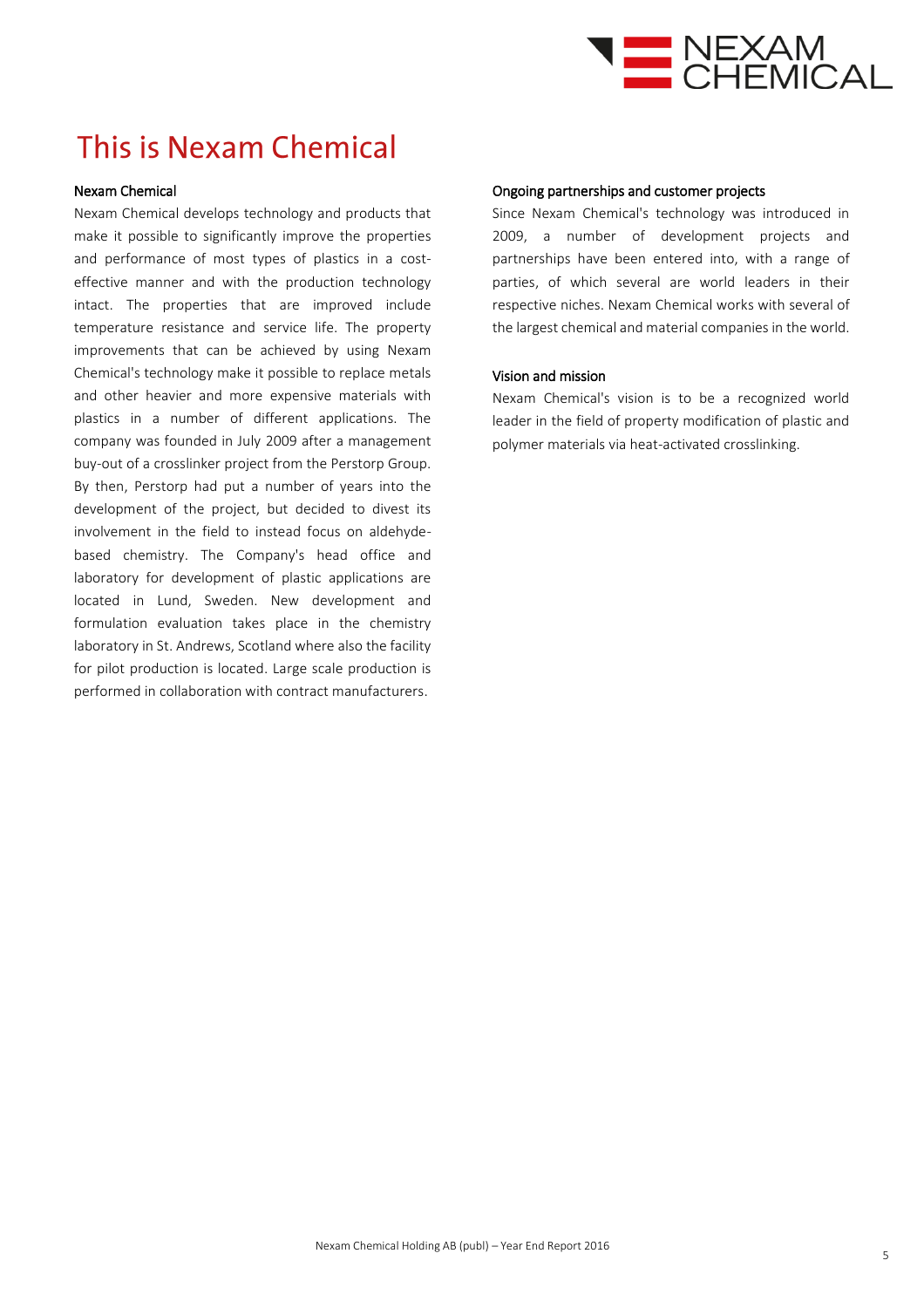# This is Nexam Chemical

### Nexam Chemical

Nexam Chemical develops technology and products that make it possible to significantly improve the properties and performance of most types of plastics in a cost-effective manner and with the production technology intact. The properties that are improved include temperature resistance and service life. The property improvements that can be achieved by using Nexam Chemical's technology make it possible to replace metals and other heavier and more expensive materials with plastics in a number of different applications. The company was founded in July 2009 after a management buy-out of a crosslinker project from the Perstorp Group. By then, Perstorp had put a number of years into the development of the project, but decided to divest its involvement in the field to instead focus on aldehyde-based chemistry. The Company's head office and laboratory for development of plastic applications are located in Lund, Sweden. New development and formulation evaluation takes place in the chemistry laboratory in St. Andrews, Scotland where also the facility for pilot production is located. Large scale production is performed in collaboration with contract manufacturers.

### Ongoing partnerships and customer projects

Since Nexam Chemical's technology was introduced in 2009, a number of development projects and partnerships have been entered into, with a range of parties, of which several are world leaders in their respective niches. Nexam Chemical works with several of the largest chemical and material companies in the world.

### Vision and mission

Nexam Chemical's vision is to be a recognized world leader in the field of property modification of plastic and polymer materials via heat-activated crosslinking.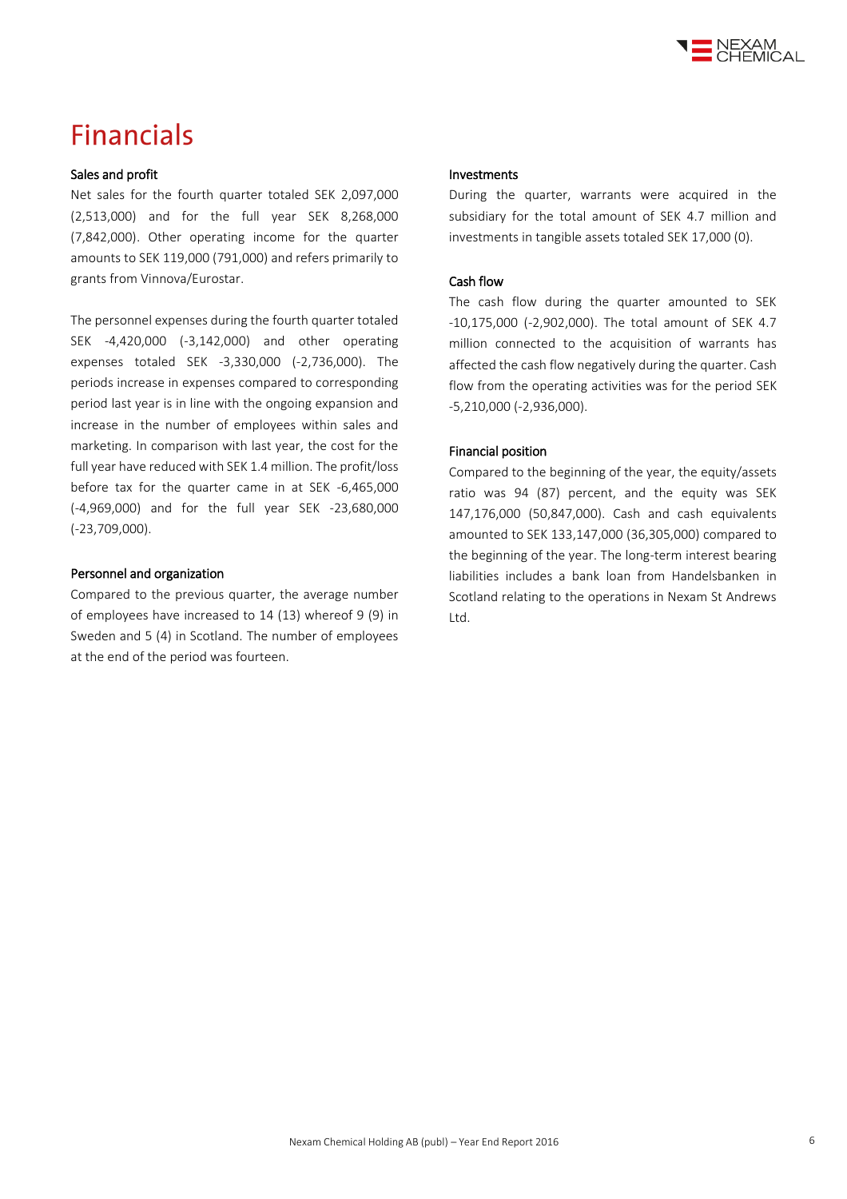# Financials

### Sales and profit

Net sales for the fourth quarter totaled SEK 2,097,000 (2,513,000) and for the full year SEK 8,268,000 (7,842,000). Other operating income for the quarter amounts to SEK 119,000 (791,000) and refers primarily to grants from Vinnova/Eurostar.

The personnel expenses during the fourth quarter totaled SEK -4,420,000 (-3,142,000) and other operating expenses totaled SEK -3,330,000 (-2,736,000). The periods increase in expenses compared to corresponding period last year is in line with the ongoing expansion and increase in the number of employees within sales and marketing. In comparison with last year, the cost for the full year have reduced with SEK 1.4 million. The profit/loss before tax for the quarter came in at SEK -6,465,000 (-4,969,000) and for the full year SEK -23,680,000 (-23,709,000).

### Personnel and organization

Compared to the previous quarter, the average number of employees have increased to 14 (13) whereof 9 (9) in Sweden and 5 (4) in Scotland. The number of employees at the end of the period was fourteen.

### Investments

During the quarter, warrants were acquired in the subsidiary for the total amount of SEK 4.7 million and investments in tangible assets totaled SEK 17,000 (0).

### Cash flow

The cash flow during the quarter amounted to SEK -10,175,000 (-2,902,000). The total amount of SEK 4.7 million connected to the acquisition of warrants has affected the cash flow negatively during the quarter. Cash flow from the operating activities was for the period SEK -5,210,000 (-2,936,000).

### Financial position

Compared to the beginning of the year, the equity/assets ratio was 94 (87) percent, and the equity was SEK 147,176,000 (50,847,000). Cash and cash equivalents amounted to SEK 133,147,000 (36,305,000) compared to the beginning of the year. The long-term interest bearing liabilities includes a bank loan from Handelsbanken in Scotland relating to the operations in Nexam St Andrews Ltd.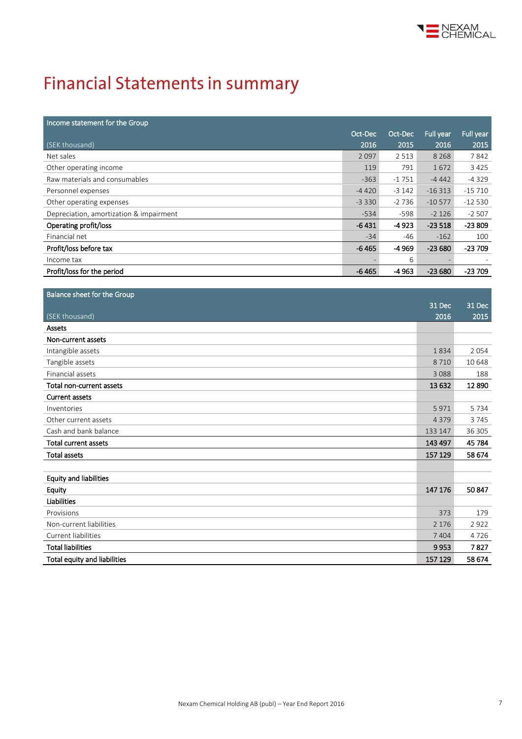# Financial Statements in summary

| Income statement for the Group (SEK thousand) | Oct-Dec 2016 | Oct-Dec 2015 | Full year 2016 | Full year 2015 |
|---|---|---|---|---|
| Net sales | 2 097 | 2 513 | 8 268 | 7 842 |
| Other operating income | 119 | 791 | 1 672 | 3 425 |
| Raw materials and consumables | -363 | -1 751 | -4 442 | -4 329 |
| Personnel expenses | -4 420 | -3 142 | -16 313 | -15 710 |
| Other operating expenses | -3 330 | -2 736 | -10 577 | -12 530 |
| Depreciation, amortization & impairment | -534 | -598 | -2 126 | -2 507 |
| **Operating profit/loss** | **-6 431** | **-4 923** | **-23 518** | **-23 809** |
| Financial net | -34 | -46 | -162 | 100 |
| **Profit/loss before tax** | **-6 465** | **-4 969** | **-23 680** | **-23 709** |
| Income tax | - | 6 | - | - |
| **Profit/loss for the period** | **-6 465** | **-4 963** | **-23 680** | **-23 709** |

| Balance sheet for the Group (SEK thousand) | 31 Dec 2016 | 31 Dec 2015 |
|---|---|---|
| **Assets** | | |
| **Non-current assets** | | |
| Intangible assets | 1 834 | 2 054 |
| Tangible assets | 8 710 | 10 648 |
| Financial assets | 3 088 | 188 |
| **Total non-current assets** | **13 632** | **12 890** |
| **Current assets** | | |
| Inventories | 5 971 | 5 734 |
| Other current assets | 4 379 | 3 745 |
| Cash and bank balance | 133 147 | 36 305 |
| **Total current assets** | **143 497** | **45 784** |
| **Total assets** | **157 129** | **58 674** |
| | | |
| **Equity and liabilities** | | |
| **Equity** | **147 176** | **50 847** |
| **Liabilities** | | |
| Provisions | 373 | 179 |
| Non-current liabilities | 2 176 | 2 922 |
| Current liabilities | 7 404 | 4 726 |
| **Total liabilities** | **9 953** | **7 827** |
| **Total equity and liabilities** | **157 129** | **58 674** |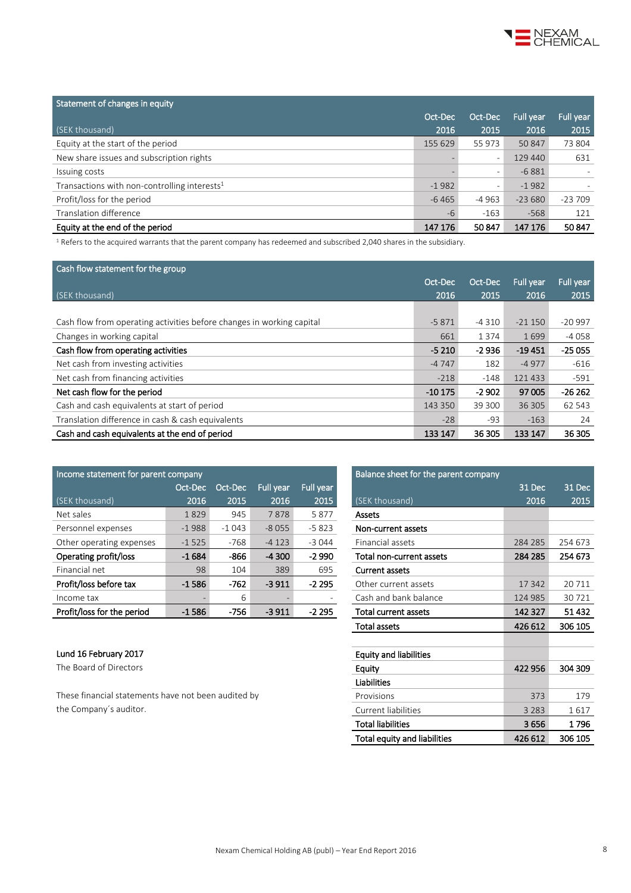## Statement of changes in equity

| (SEK thousand) | Oct-Dec 2016 | Oct-Dec 2015 | Full year 2016 | Full year 2015 |
|---|---|---|---|---|
| Equity at the start of the period | 155 629 | 55 973 | 50 847 | 73 804 |
| New share issues and subscription rights | - | - | 129 440 | 631 |
| Issuing costs | - | - | -6 881 | - |
| Transactions with non-controlling interests[1] | -1 982 | - | -1 982 | - |
| Profit/loss for the period | -6 465 | -4 963 | -23 680 | -23 709 |
| Translation difference | -6 | -163 | -568 | 121 |
| **Equity at the end of the period** | **147 176** | **50 847** | **147 176** | **50 847** |

[1] Refers to the acquired warrants that the parent company has redeemed and subscribed 2,040 shares in the subsidiary.

## Cash flow statement for the group

| (SEK thousand) | Oct-Dec 2016 | Oct-Dec 2015 | Full year 2016 | Full year 2015 |
|---|---|---|---|---|
| Cash flow from operating activities before changes in working capital | -5 871 | -4 310 | -21 150 | -20 997 |
| Changes in working capital | 661 | 1 374 | 1 699 | -4 058 |
| **Cash flow from operating activities** | **-5 210** | **-2 936** | **-19 451** | **-25 055** |
| Net cash from investing activities | -4 747 | 182 | -4 977 | -616 |
| Net cash from financing activities | -218 | -148 | 121 433 | -591 |
| **Net cash flow for the period** | **-10 175** | **-2 902** | **97 005** | **-26 262** |
| Cash and cash equivalents at start of period | 143 350 | 39 300 | 36 305 | 62 543 |
| Translation difference in cash & cash equivalents | -28 | -93 | -163 | 24 |
| **Cash and cash equivalents at the end of period** | **133 147** | **36 305** | **133 147** | **36 305** |

## Income statement for parent company

| (SEK thousand) | Oct-Dec 2016 | Oct-Dec 2015 | Full year 2016 | Full year 2015 |
|---|---|---|---|---|
| Net sales | 1 829 | 945 | 7 878 | 5 877 |
| Personnel expenses | -1 988 | -1 043 | -8 055 | -5 823 |
| Other operating expenses | -1 525 | -768 | -4 123 | -3 044 |
| **Operating profit/loss** | **-1 684** | **-866** | **-4 300** | **-2 990** |
| Financial net | 98 | 104 | 389 | 695 |
| **Profit/loss before tax** | **-1 586** | **-762** | **-3 911** | **-2 295** |
| Income tax | - | 6 | - | - |
| **Profit/loss for the period** | **-1 586** | **-756** | **-3 911** | **-2 295** |

## Balance sheet for the parent company

| (SEK thousand) | 31 Dec 2016 | 31 Dec 2015 |
|---|---|---|
| **Assets** | | |
| **Non-current assets** | | |
| Financial assets | 284 285 | 254 673 |
| **Total non-current assets** | **284 285** | **254 673** |
| **Current assets** | | |
| Other current assets | 17 342 | 20 711 |
| Cash and bank balance | 124 985 | 30 721 |
| **Total current assets** | **142 327** | **51 432** |
| **Total assets** | **426 612** | **306 105** |
| | | |
| **Equity and liabilities** | | |
| **Equity** | **422 956** | **304 309** |
| **Liabilities** | | |
| Provisions | 373 | 179 |
| Current liabilities | 3 283 | 1 617 |
| **Total liabilities** | **3 656** | **1 796** |
| **Total equity and liabilities** | **426 612** | **306 105** |

Lund 16 February 2017

The Board of Directors

These financial statements have not been audited by the Company´s auditor.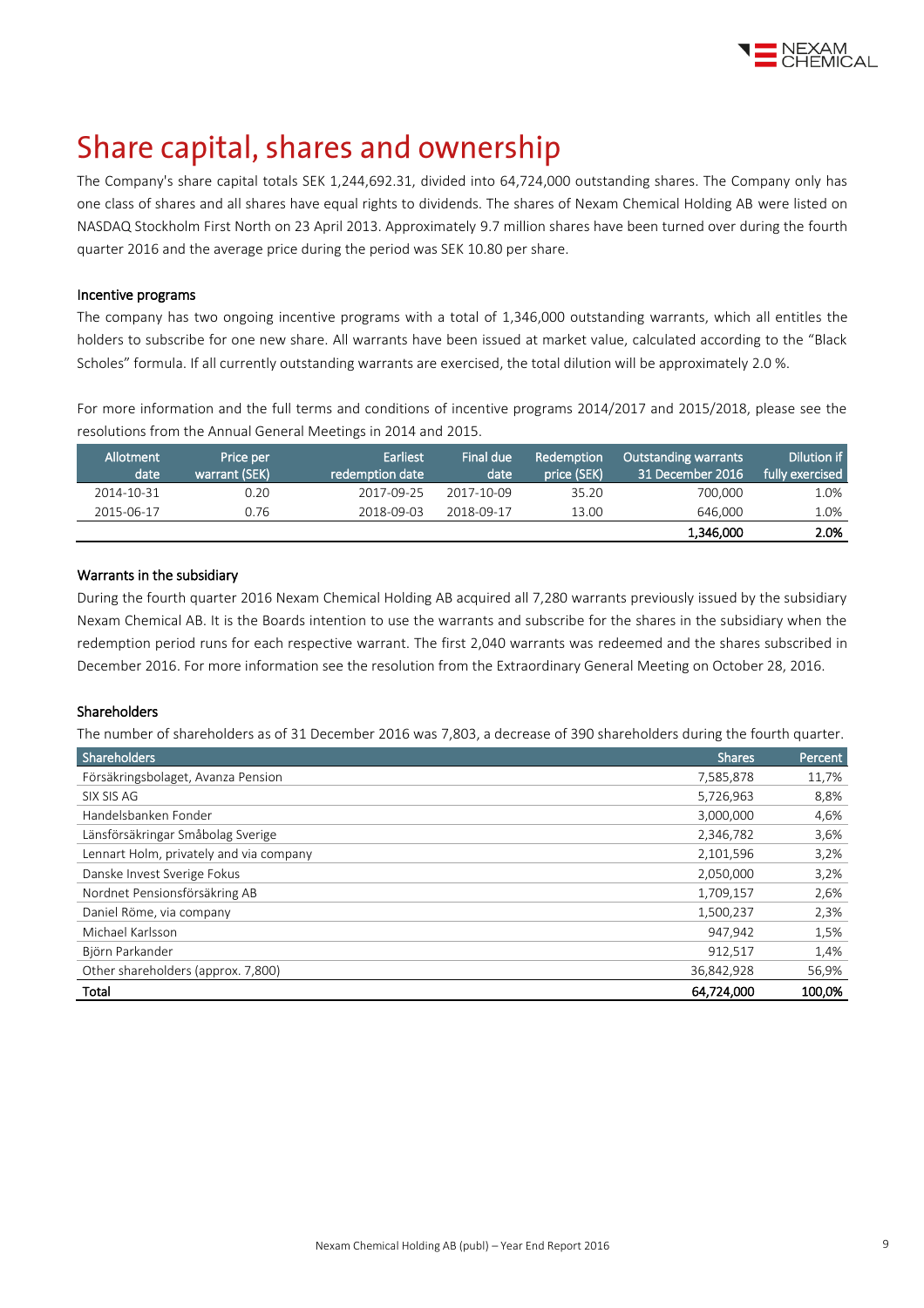# Share capital, shares and ownership

The Company's share capital totals SEK 1,244,692.31, divided into 64,724,000 outstanding shares. The Company only has one class of shares and all shares have equal rights to dividends. The shares of Nexam Chemical Holding AB were listed on NASDAQ Stockholm First North on 23 April 2013. Approximately 9.7 million shares have been turned over during the fourth quarter 2016 and the average price during the period was SEK 10.80 per share.

### Incentive programs

The company has two ongoing incentive programs with a total of 1,346,000 outstanding warrants, which all entitles the holders to subscribe for one new share. All warrants have been issued at market value, calculated according to the "Black Scholes" formula. If all currently outstanding warrants are exercised, the total dilution will be approximately 2.0 %.

For more information and the full terms and conditions of incentive programs 2014/2017 and 2015/2018, please see the resolutions from the Annual General Meetings in 2014 and 2015.

| Allotment date | Price per warrant (SEK) | Earliest redemption date | Final due date | Redemption price (SEK) | Outstanding warrants 31 December 2016 | Dilution if fully exercised |
|---|---|---|---|---|---|---|
| 2014-10-31 | 0.20 | 2017-09-25 | 2017-10-09 | 35.20 | 700,000 | 1.0% |
| 2015-06-17 | 0.76 | 2018-09-03 | 2018-09-17 | 13.00 | 646,000 | 1.0% |
| | | | | | **1,346,000** | **2.0%** |

### Warrants in the subsidiary

During the fourth quarter 2016 Nexam Chemical Holding AB acquired all 7,280 warrants previously issued by the subsidiary Nexam Chemical AB. It is the Boards intention to use the warrants and subscribe for the shares in the subsidiary when the redemption period runs for each respective warrant. The first 2,040 warrants was redeemed and the shares subscribed in December 2016. For more information see the resolution from the Extraordinary General Meeting on October 28, 2016.

### Shareholders

The number of shareholders as of 31 December 2016 was 7,803, a decrease of 390 shareholders during the fourth quarter.

| Shareholders | Shares | Percent |
|---|---|---|
| Försäkringsbolaget, Avanza Pension | 7,585,878 | 11,7% |
| SIX SIS AG | 5,726,963 | 8,8% |
| Handelsbanken Fonder | 3,000,000 | 4,6% |
| Länsförsäkringar Småbolag Sverige | 2,346,782 | 3,6% |
| Lennart Holm, privately and via company | 2,101,596 | 3,2% |
| Danske Invest Sverige Fokus | 2,050,000 | 3,2% |
| Nordnet Pensionsförsäkring AB | 1,709,157 | 2,6% |
| Daniel Röme, via company | 1,500,237 | 2,3% |
| Michael Karlsson | 947,942 | 1,5% |
| Björn Parkander | 912,517 | 1,4% |
| Other shareholders (approx. 7,800) | 36,842,928 | 56,9% |
| **Total** | **64,724,000** | **100,0%** |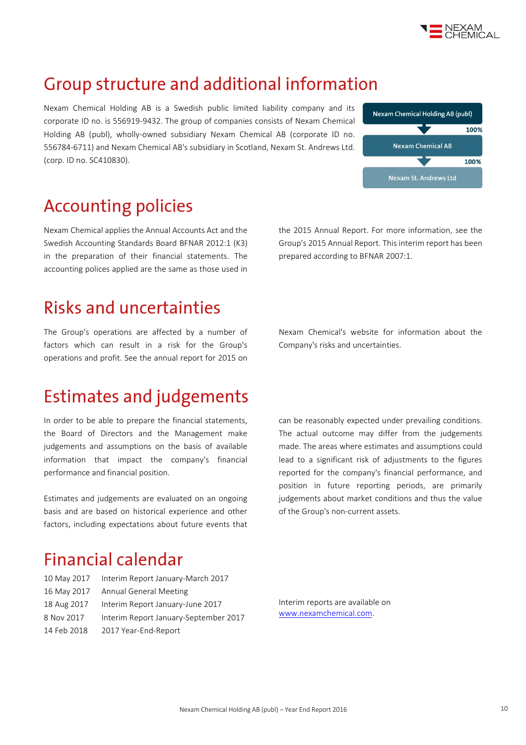# Group structure and additional information

Nexam Chemical Holding AB is a Swedish public limited liability company and its corporate ID no. is 556919-9432. The group of companies consists of Nexam Chemical Holding AB (publ), wholly-owned subsidiary Nexam Chemical AB (corporate ID no. 556784-6711) and Nexam Chemical AB's subsidiary in Scotland, Nexam St. Andrews Ltd. (corp. ID no. SC410830).

Nexam Chemical Holding AB (publ)
100%
Nexam Chemical AB
100%
Nexam St. Andrews Ltd

# Accounting policies

Nexam Chemical applies the Annual Accounts Act and the Swedish Accounting Standards Board BFNAR 2012:1 (K3) in the preparation of their financial statements. The accounting polices applied are the same as those used in the 2015 Annual Report. For more information, see the Group's 2015 Annual Report. This interim report has been prepared according to BFNAR 2007:1.

# Risks and uncertainties

The Group's operations are affected by a number of factors which can result in a risk for the Group's operations and profit. See the annual report for 2015 on Nexam Chemical's website for information about the Company's risks and uncertainties.

# Estimates and judgements

In order to be able to prepare the financial statements, the Board of Directors and the Management make judgements and assumptions on the basis of available information that impact the company's financial performance and financial position.

Estimates and judgements are evaluated on an ongoing basis and are based on historical experience and other factors, including expectations about future events that can be reasonably expected under prevailing conditions. The actual outcome may differ from the judgements made. The areas where estimates and assumptions could lead to a significant risk of adjustments to the figures reported for the company's financial performance, and position in future reporting periods, are primarily judgements about market conditions and thus the value of the Group's non-current assets.

# Financial calendar

| | |
|---|---|
| 10 May 2017 | Interim Report January-March 2017 |
| 16 May 2017 | Annual General Meeting |
| 18 Aug 2017 | Interim Report January-June 2017 |
| 8 Nov 2017 | Interim Report January-September 2017 |
| 14 Feb 2018 | 2017 Year-End-Report |

Interim reports are available on www.nexamchemical.com.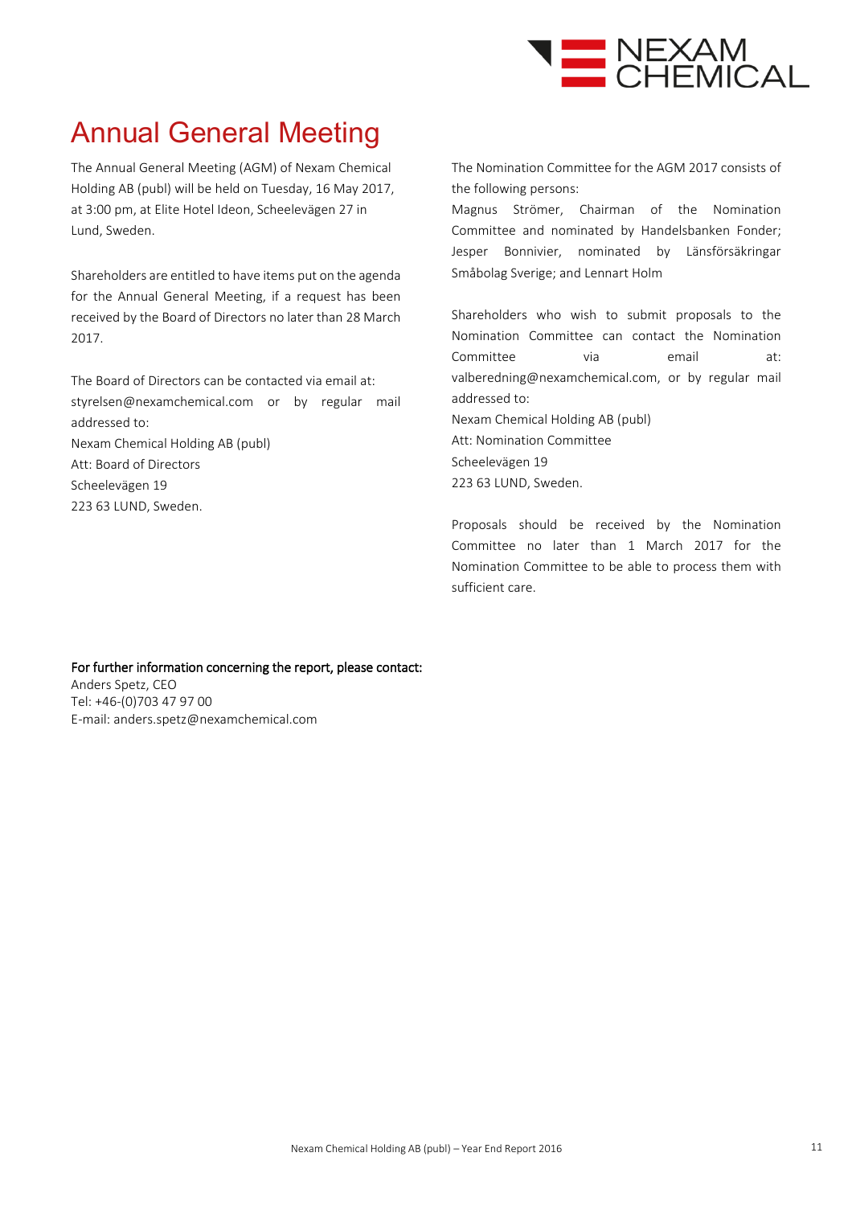# Annual General Meeting

The Annual General Meeting (AGM) of Nexam Chemical Holding AB (publ) will be held on Tuesday, 16 May 2017, at 3:00 pm, at Elite Hotel Ideon, Scheelevägen 27 in Lund, Sweden.

Shareholders are entitled to have items put on the agenda for the Annual General Meeting, if a request has been received by the Board of Directors no later than 28 March 2017.

The Board of Directors can be contacted via email at: styrelsen@nexamchemical.com or by regular mail addressed to:
Nexam Chemical Holding AB (publ)
Att: Board of Directors
Scheelevägen 19
223 63 LUND, Sweden.

The Nomination Committee for the AGM 2017 consists of the following persons:
Magnus Strömer, Chairman of the Nomination Committee and nominated by Handelsbanken Fonder; Jesper Bonnivier, nominated by Länsförsäkringar Småbolag Sverige; and Lennart Holm

Shareholders who wish to submit proposals to the Nomination Committee can contact the Nomination Committee via email at: valberedning@nexamchemical.com, or by regular mail addressed to:
Nexam Chemical Holding AB (publ)
Att: Nomination Committee
Scheelevägen 19
223 63 LUND, Sweden.

Proposals should be received by the Nomination Committee no later than 1 March 2017 for the Nomination Committee to be able to process them with sufficient care.

**For further information concerning the report, please contact:**
Anders Spetz, CEO
Tel: +46-(0)703 47 97 00
E-mail: anders.spetz@nexamchemical.com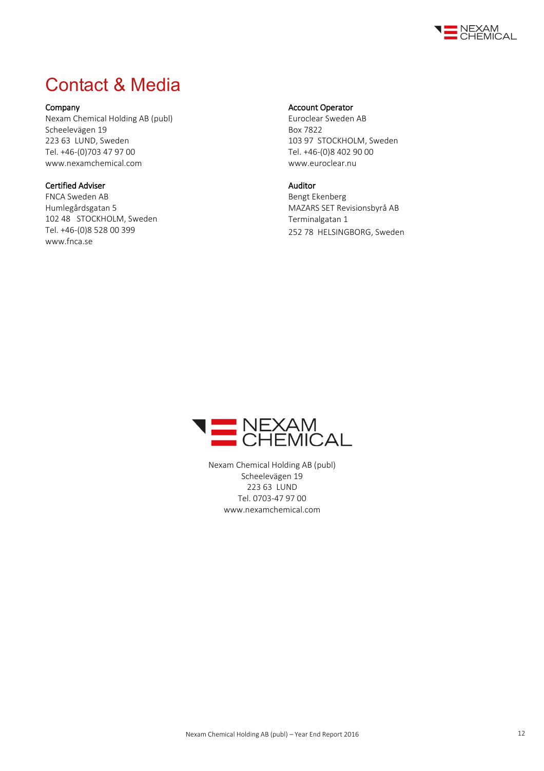# Contact & Media

**Company**
Nexam Chemical Holding AB (publ)
Scheelevägen 19
223 63 LUND, Sweden
Tel. +46-(0)703 47 97 00
www.nexamchemical.com

**Certified Adviser**
FNCA Sweden AB
Humlegårdsgatan 5
102 48 STOCKHOLM, Sweden
Tel. +46-(0)8 528 00 399
www.fnca.se

**Account Operator**
Euroclear Sweden AB
Box 7822
103 97 STOCKHOLM, Sweden
Tel. +46-(0)8 402 90 00
www.euroclear.nu

**Auditor**
Bengt Ekenberg
MAZARS SET Revisionsbyrå AB
Terminalgatan 1
252 78 HELSINGBORG, Sweden

NEXAM CHEMICAL

Nexam Chemical Holding AB (publ)
Scheelevägen 19
223 63 LUND
Tel. 0703-47 97 00
www.nexamchemical.com